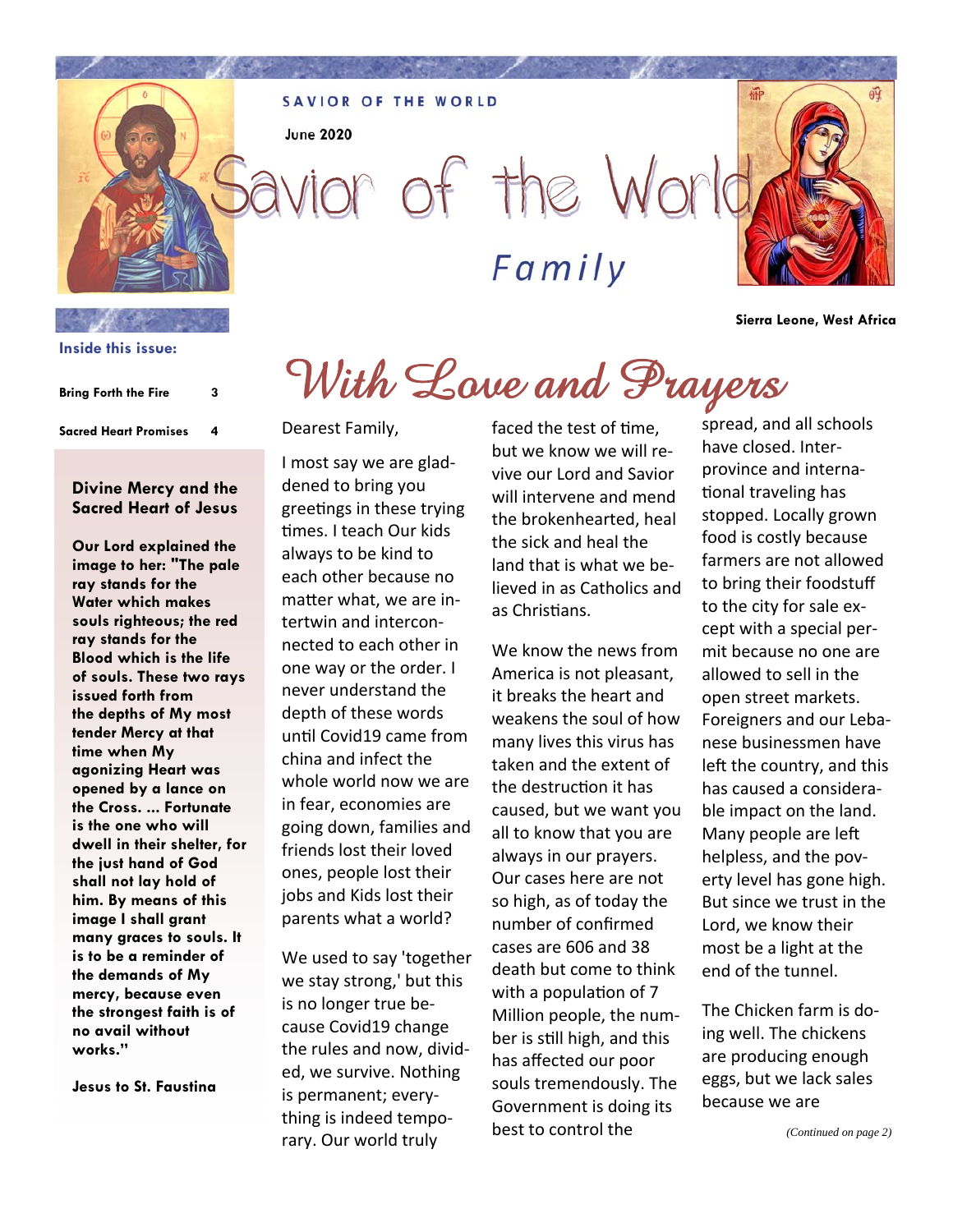SAVIOR OF THE WORLD

June 2020

# Savior of the World

## Family

Sierra Leone, West Africa

**Inside this issue:**

| | |
|---|---|
| Bring Forth the Fire | 3 |
| Sacred Heart Promises | 4 |

### Divine Mercy and the Sacred Heart of Jesus

**Our Lord explained the image to her: "The pale ray stands for the Water which makes souls righteous; the red ray stands for the Blood which is the life of souls. These two rays issued forth from the depths of My most tender Mercy at that time when My agonizing Heart was opened by a lance on the Cross. ... Fortunate is the one who will dwell in their shelter, for the just hand of God shall not lay hold of him. By means of this image I shall grant many graces to souls. It is to be a reminder of the demands of My mercy, because even the strongest faith is of no avail without works."**

**Jesus to St. Faustina**

# With Love and Prayers

Dearest Family,

I most say we are gladdened to bring you greetings in these trying times. I teach Our kids always to be kind to each other because no matter what, we are intertwin and interconnected to each other in one way or the order. I never understand the depth of these words until Covid19 came from china and infect the whole world now we are in fear, economies are going down, families and friends lost their loved ones, people lost their jobs and Kids lost their parents what a world?

We used to say 'together we stay strong,' but this is no longer true because Covid19 change the rules and now, divided, we survive. Nothing is permanent; everything is indeed temporary. Our world truly faced the test of time, but we know we will revive our Lord and Savior will intervene and mend the brokenhearted, heal the sick and heal the land that is what we believed in as Catholics and as Christians.

We know the news from America is not pleasant, it breaks the heart and weakens the soul of how many lives this virus has taken and the extent of the destruction it has caused, but we want you all to know that you are always in our prayers. Our cases here are not so high, as of today the number of confirmed cases are 606 and 38 death but come to think with a population of 7 Million people, the number is still high, and this has affected our poor souls tremendously. The Government is doing its best to control the spread, and all schools have closed. Inter-province and international traveling has stopped. Locally grown food is costly because farmers are not allowed to bring their foodstuff to the city for sale except with a special permit because no one are allowed to sell in the open street markets. Foreigners and our Lebanese businessmen have left the country, and this has caused a considerable impact on the land. Many people are left helpless, and the poverty level has gone high. But since we trust in the Lord, we know their most be a light at the end of the tunnel.

The Chicken farm is doing well. The chickens are producing enough eggs, but we lack sales because we are

*(Continued on page 2)*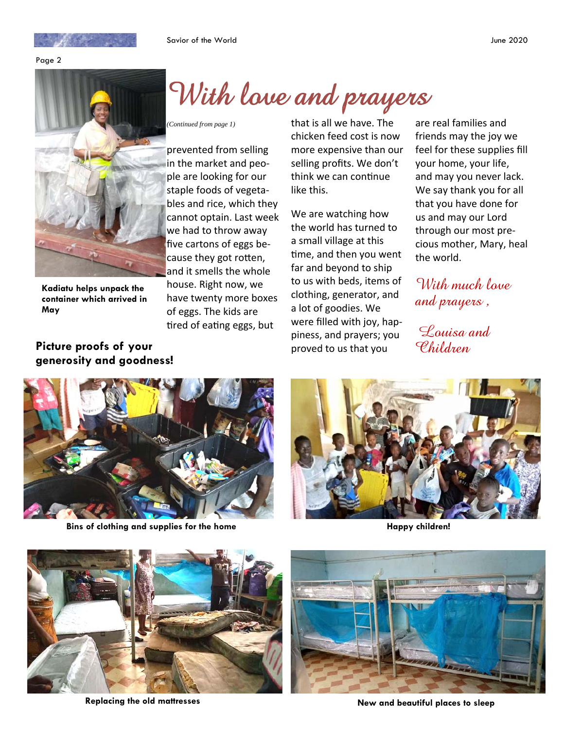# With love and prayers

*(Continued from page 1)*

prevented from selling in the market and people are looking for our staple foods of vegetables and rice, which they cannot optain. Last week we had to throw away five cartons of eggs because they got rotten, and it smells the whole house. Right now, we have twenty more boxes of eggs. The kids are tired of eating eggs, but that is all we have. The chicken feed cost is now more expensive than our selling profits. We don't think we can continue like this.

We are watching how the world has turned to a small village at this time, and then you went far and beyond to ship to us with beds, items of clothing, generator, and a lot of goodies. We were filled with joy, happiness, and prayers; you proved to us that you are real families and friends may the joy we feel for these supplies fill your home, your life, and may you never lack. We say thank you for all that you have done for us and may our Lord through our most precious mother, Mary, heal the world.

*With much love and prayers ,*

*Louisa and Children*

**Kadiatu helps unpack the container which arrived in May**

## Picture proofs of your generosity and goodness!

**Bins of clothing and supplies for the home**

**Happy children!**

**Replacing the old mattresses**

**New and beautiful places to sleep**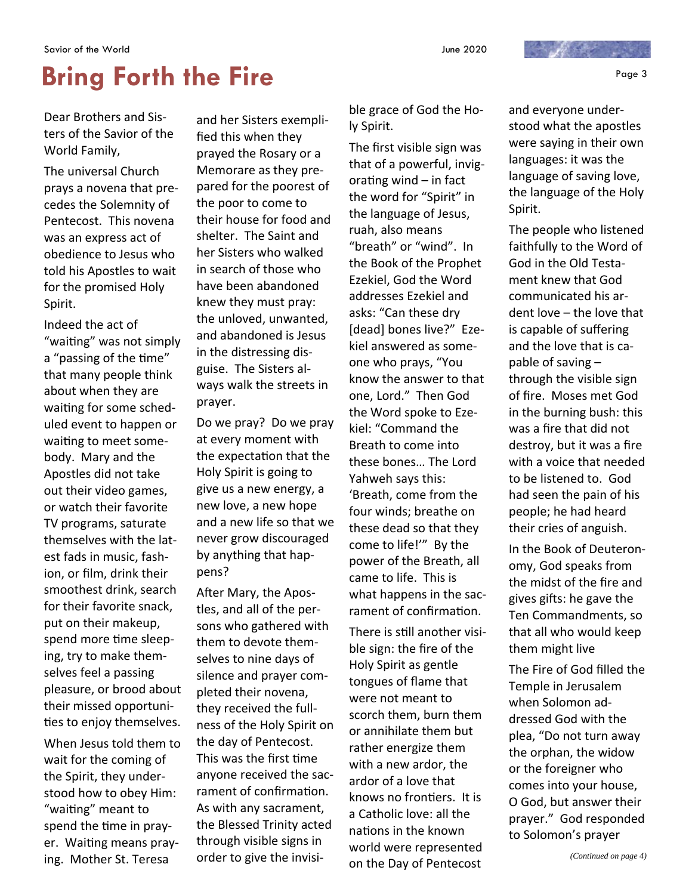# Bring Forth the Fire

Dear Brothers and Sisters of the Savior of the World Family,

The universal Church prays a novena that precedes the Solemnity of Pentecost. This novena was an express act of obedience to Jesus who told his Apostles to wait for the promised Holy Spirit.

Indeed the act of "waiting" was not simply a "passing of the time" that many people think about when they are waiting for some scheduled event to happen or waiting to meet somebody. Mary and the Apostles did not take out their video games, or watch their favorite TV programs, saturate themselves with the latest fads in music, fashion, or film, drink their smoothest drink, search for their favorite snack, put on their makeup, spend more time sleeping, try to make themselves feel a passing pleasure, or brood about their missed opportunities to enjoy themselves.

When Jesus told them to wait for the coming of the Spirit, they understood how to obey Him: "waiting" meant to spend the time in prayer. Waiting means praying. Mother St. Teresa and her Sisters exemplified this when they prayed the Rosary or a Memorare as they prepared for the poorest of the poor to come to their house for food and shelter. The Saint and her Sisters who walked in search of those who have been abandoned knew they must pray: the unloved, unwanted, and abandoned is Jesus in the distressing disguise. The Sisters always walk the streets in prayer.

Do we pray? Do we pray at every moment with the expectation that the Holy Spirit is going to give us a new energy, a new love, a new hope and a new life so that we never grow discouraged by anything that happens?

After Mary, the Apostles, and all of the persons who gathered with them to devote themselves to nine days of silence and prayer completed their novena, they received the fullness of the Holy Spirit on the day of Pentecost. This was the first time anyone received the sacrament of confirmation. As with any sacrament, the Blessed Trinity acted through visible signs in order to give the invisible grace of God the Holy Spirit.

The first visible sign was that of a powerful, invigorating wind – in fact the word for "Spirit" in the language of Jesus, ruah, also means "breath" or "wind". In the Book of the Prophet Ezekiel, God the Word addresses Ezekiel and asks: "Can these dry [dead] bones live?" Ezekiel answered as someone who prays, "You know the answer to that one, Lord." Then God the Word spoke to Ezekiel: "Command the Breath to come into these bones… The Lord Yahweh says this: 'Breath, come from the four winds; breathe on these dead so that they come to life!'" By the power of the Breath, all came to life. This is what happens in the sacrament of confirmation.

There is still another visible sign: the fire of the Holy Spirit as gentle tongues of flame that were not meant to scorch them, burn them or annihilate them but rather energize them with a new ardor, the ardor of a love that knows no frontiers. It is a Catholic love: all the nations in the known world were represented on the Day of Pentecost and everyone understood what the apostles were saying in their own languages: it was the language of saving love, the language of the Holy Spirit.

The people who listened faithfully to the Word of God in the Old Testament knew that God communicated his ardent love – the love that is capable of suffering and the love that is capable of saving – through the visible sign of fire. Moses met God in the burning bush: this was a fire that did not destroy, but it was a fire with a voice that needed to be listened to. God had seen the pain of his people; he had heard their cries of anguish.

In the Book of Deuteronomy, God speaks from the midst of the fire and gives gifts: he gave the Ten Commandments, so that all who would keep them might live

The Fire of God filled the Temple in Jerusalem when Solomon addressed God with the plea, "Do not turn away the orphan, the widow or the foreigner who comes into your house, O God, but answer their prayer." God responded to Solomon's prayer

*(Continued on page 4)*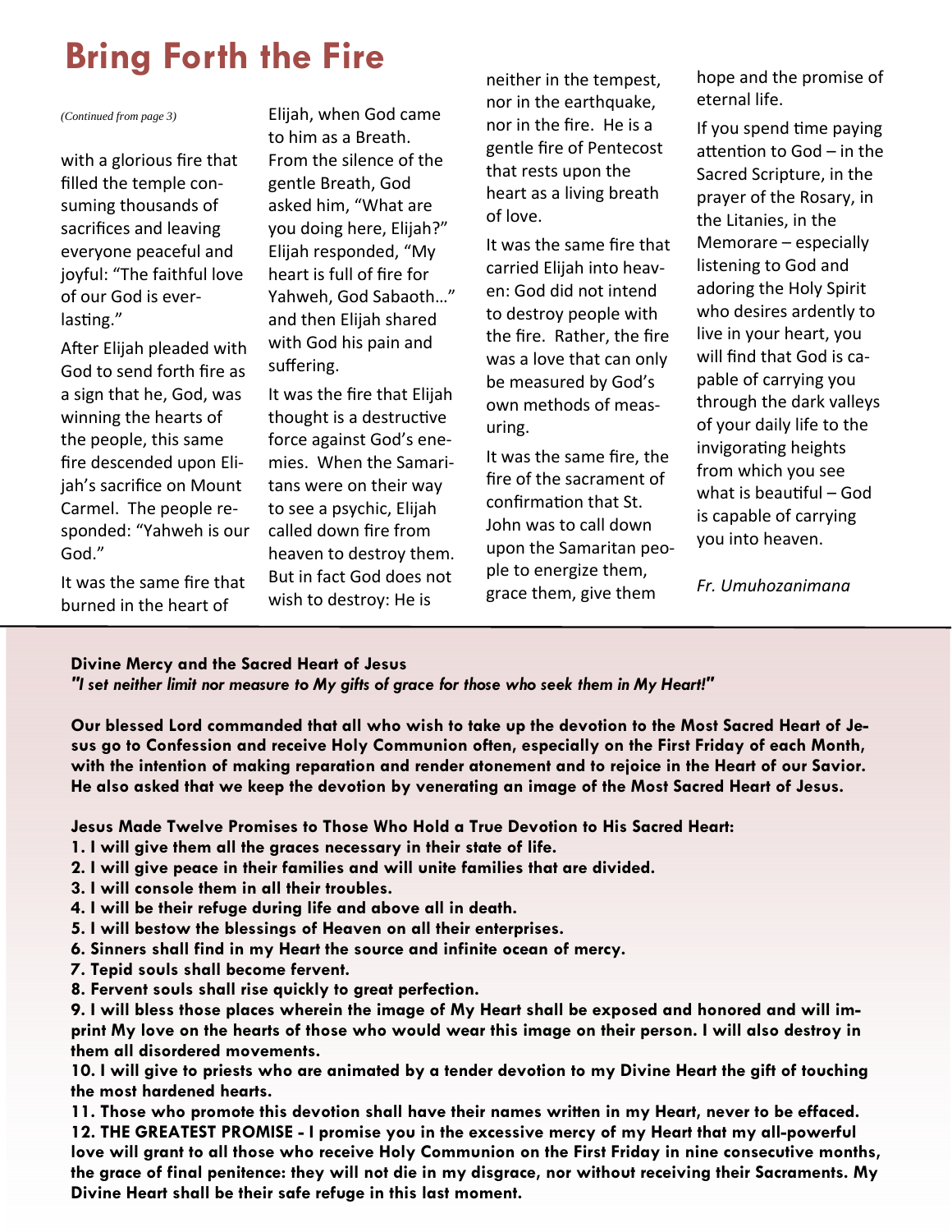# Bring Forth the Fire

*(Continued from page 3)*

with a glorious fire that filled the temple consuming thousands of sacrifices and leaving everyone peaceful and joyful: "The faithful love of our God is everlasting."

After Elijah pleaded with God to send forth fire as a sign that he, God, was winning the hearts of the people, this same fire descended upon Elijah's sacrifice on Mount Carmel. The people responded: "Yahweh is our God."

It was the same fire that burned in the heart of Elijah, when God came to him as a Breath. From the silence of the gentle Breath, God asked him, "What are you doing here, Elijah?" Elijah responded, "My heart is full of fire for Yahweh, God Sabaoth…" and then Elijah shared with God his pain and suffering.

It was the fire that Elijah thought is a destructive force against God's enemies. When the Samaritans were on their way to see a psychic, Elijah called down fire from heaven to destroy them. But in fact God does not wish to destroy: He is neither in the tempest, nor in the earthquake, nor in the fire. He is a gentle fire of Pentecost that rests upon the heart as a living breath of love.

It was the same fire that carried Elijah into heaven: God did not intend to destroy people with the fire. Rather, the fire was a love that can only be measured by God's own methods of measuring.

It was the same fire, the fire of the sacrament of confirmation that St. John was to call down upon the Samaritan people to energize them, grace them, give them hope and the promise of eternal life.

If you spend time paying attention to God – in the Sacred Scripture, in the prayer of the Rosary, in the Litanies, in the Memorare – especially listening to God and adoring the Holy Spirit who desires ardently to live in your heart, you will find that God is capable of carrying you through the dark valleys of your daily life to the invigorating heights from which you see what is beautiful – God is capable of carrying you into heaven.

*Fr. Umuhozanimana*

---

**Divine Mercy and the Sacred Heart of Jesus**
***"I set neither limit nor measure to My gifts of grace for those who seek them in My Heart!"***

**Our blessed Lord commanded that all who wish to take up the devotion to the Most Sacred Heart of Jesus go to Confession and receive Holy Communion often, especially on the First Friday of each Month, with the intention of making reparation and render atonement and to rejoice in the Heart of our Savior. He also asked that we keep the devotion by venerating an image of the Most Sacred Heart of Jesus.**

**Jesus Made Twelve Promises to Those Who Hold a True Devotion to His Sacred Heart:**

**1. I will give them all the graces necessary in their state of life.**
**2. I will give peace in their families and will unite families that are divided.**
**3. I will console them in all their troubles.**
**4. I will be their refuge during life and above all in death.**
**5. I will bestow the blessings of Heaven on all their enterprises.**
**6. Sinners shall find in my Heart the source and infinite ocean of mercy.**
**7. Tepid souls shall become fervent.**
**8. Fervent souls shall rise quickly to great perfection.**
**9. I will bless those places wherein the image of My Heart shall be exposed and honored and will imprint My love on the hearts of those who would wear this image on their person. I will also destroy in them all disordered movements.**
**10. I will give to priests who are animated by a tender devotion to my Divine Heart the gift of touching the most hardened hearts.**
**11. Those who promote this devotion shall have their names written in my Heart, never to be effaced.**
**12. THE GREATEST PROMISE - I promise you in the excessive mercy of my Heart that my all-powerful love will grant to all those who receive Holy Communion on the First Friday in nine consecutive months, the grace of final penitence: they will not die in my disgrace, nor without receiving their Sacraments. My Divine Heart shall be their safe refuge in this last moment.**